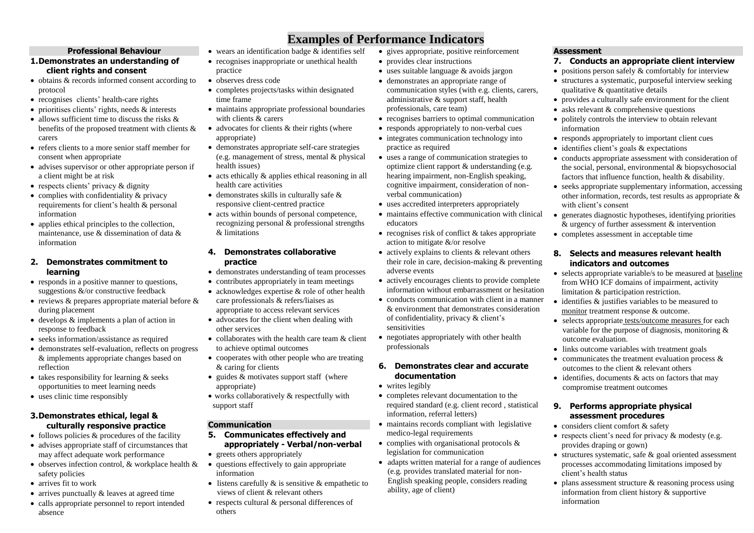# Examples of Performance Indicators

## Professional Behaviour

### 1. Demonstrates an understanding of client rights and consent

- obtains & records informed consent according to protocol
- recognises clients' health-care rights
- prioritises clients' rights, needs & interests
- allows sufficient time to discuss the risks & benefits of the proposed treatment with clients & carers
- refers clients to a more senior staff member for consent when appropriate
- advises supervisor or other appropriate person if a client might be at risk
- respects clients' privacy & dignity
- complies with confidentiality & privacy requirements for client's health & personal information
- applies ethical principles to the collection, maintenance, use & dissemination of data & information

### 2. Demonstrates commitment to learning

- responds in a positive manner to questions, suggestions &/or constructive feedback
- reviews & prepares appropriate material before & during placement
- develops & implements a plan of action in response to feedback
- seeks information/assistance as required
- demonstrates self-evaluation, reflects on progress & implements appropriate changes based on reflection
- takes responsibility for learning & seeks opportunities to meet learning needs
- uses clinic time responsibly

### 3. Demonstrates ethical, legal & culturally responsive practice

- follows policies & procedures of the facility
- advises appropriate staff of circumstances that may affect adequate work performance
- observes infection control, & workplace health & safety policies
- arrives fit to work
- arrives punctually & leaves at agreed time
- calls appropriate personnel to report intended absence
- wears an identification badge & identifies self
- recognises inappropriate or unethical health practice
- observes dress code
- completes projects/tasks within designated time frame
- maintains appropriate professional boundaries with clients & carers
- advocates for clients & their rights (where appropriate)
- demonstrates appropriate self-care strategies (e.g. management of stress, mental & physical health issues)
- acts ethically & applies ethical reasoning in all health care activities
- demonstrates skills in culturally safe & responsive client-centred practice
- acts within bounds of personal competence, recognizing personal & professional strengths & limitations

### 4. Demonstrates collaborative practice

- demonstrates understanding of team processes
- contributes appropriately in team meetings
- acknowledges expertise & role of other health care professionals & refers/liaises as appropriate to access relevant services
- advocates for the client when dealing with other services
- collaborates with the health care team & client to achieve optimal outcomes
- cooperates with other people who are treating & caring for clients
- guides & motivates support staff (where appropriate)
- works collaboratively & respectfully with support staff

## Communication

### 5. Communicates effectively and appropriately - Verbal/non-verbal

- greets others appropriately
- questions effectively to gain appropriate information
- listens carefully & is sensitive & empathetic to views of client & relevant others
- respects cultural & personal differences of others
- gives appropriate, positive reinforcement
- provides clear instructions
- uses suitable language & avoids jargon
- demonstrates an appropriate range of communication styles (with e.g. clients, carers, administrative & support staff, health professionals, care team)
- recognises barriers to optimal communication
- responds appropriately to non-verbal cues
- integrates communication technology into practice as required
- uses a range of communication strategies to optimize client rapport & understanding (e.g. hearing impairment, non-English speaking, cognitive impairment, consideration of non-verbal communication)
- uses accredited interpreters appropriately
- maintains effective communication with clinical educators
- recognises risk of conflict & takes appropriate action to mitigate &/or resolve
- actively explains to clients & relevant others their role in care, decision-making & preventing adverse events
- actively encourages clients to provide complete information without embarrassment or hesitation
- conducts communication with client in a manner & environment that demonstrates consideration of confidentiality, privacy & client's sensitivities
- negotiates appropriately with other health professionals

### 6. Demonstrates clear and accurate documentation

- writes legibly
- completes relevant documentation to the required standard (e.g. client record , statistical information, referral letters)
- maintains records compliant with legislative medico-legal requirements
- complies with organisational protocols & legislation for communication
- adapts written material for a range of audiences (e.g. provides translated material for non-English speaking people, considers reading ability, age of client)

## Assessment

### 7. Conducts an appropriate client interview

- positions person safely & comfortably for interview
- structures a systematic, purposeful interview seeking qualitative & quantitative details
- provides a culturally safe environment for the client
- asks relevant & comprehensive questions
- politely controls the interview to obtain relevant information
- responds appropriately to important client cues
- identifies client's goals & expectations
- conducts appropriate assessment with consideration of the social, personal, environmental & biopsychosocial factors that influence function, health & disability.
- seeks appropriate supplementary information, accessing other information, records, test results as appropriate & with client's consent
- generates diagnostic hypotheses, identifying priorities & urgency of further assessment & intervention
- completes assessment in acceptable time

### 8. Selects and measures relevant health indicators and outcomes

- selects appropriate variable/s to be measured at baseline from WHO ICF domains of impairment, activity limitation & participation restriction.
- identifies & justifies variables to be measured to monitor treatment response & outcome.
- selects appropriate tests/outcome measures for each variable for the purpose of diagnosis, monitoring & outcome evaluation.
- links outcome variables with treatment goals
- communicates the treatment evaluation process & outcomes to the client & relevant others
- identifies, documents & acts on factors that may compromise treatment outcomes

### 9. Performs appropriate physical assessment procedures

- considers client comfort & safety
- respects client's need for privacy & modesty (e.g. provides draping or gown)
- structures systematic, safe & goal oriented assessment processes accommodating limitations imposed by client's health status
- plans assessment structure & reasoning process using information from client history & supportive information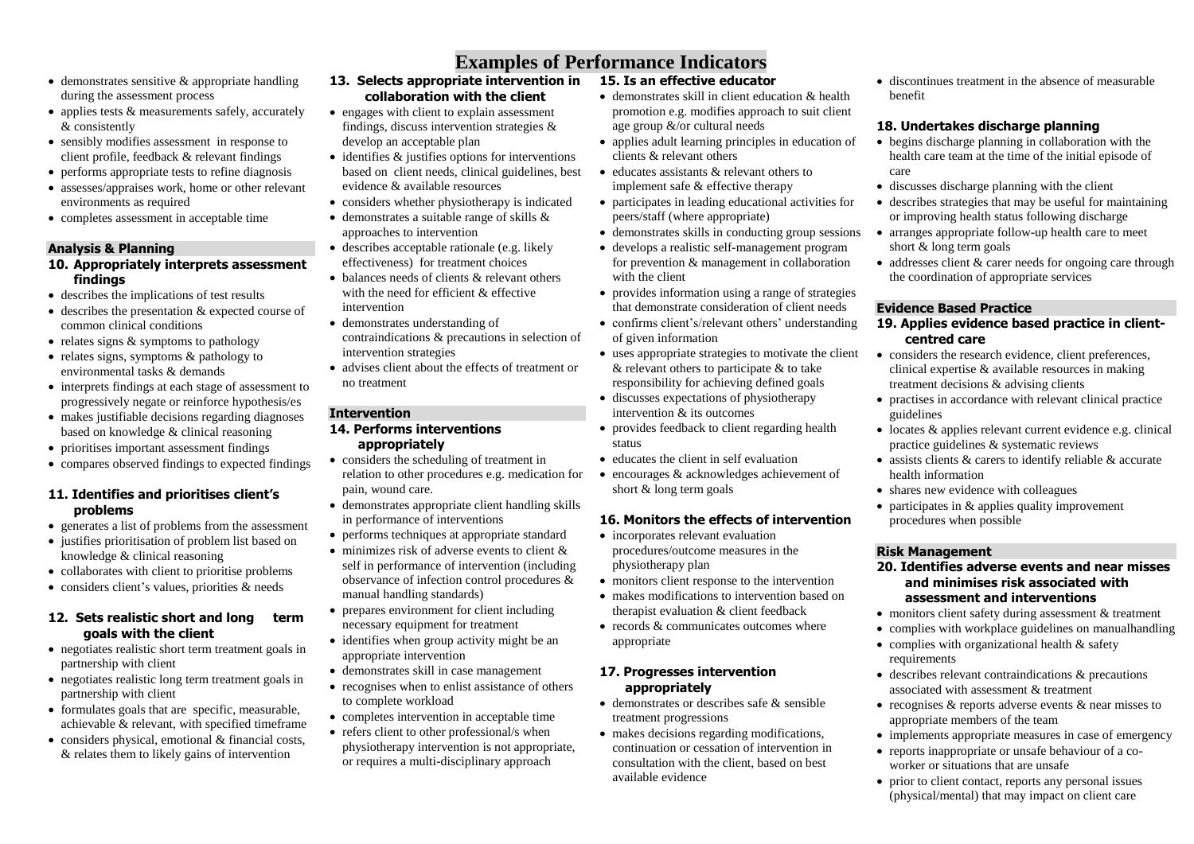# Examples of Performance Indicators

- demonstrates sensitive & appropriate handling during the assessment process
- applies tests & measurements safely, accurately & consistently
- sensibly modifies assessment in response to client profile, feedback & relevant findings
- performs appropriate tests to refine diagnosis
- assesses/appraises work, home or other relevant environments as required
- completes assessment in acceptable time

## Analysis & Planning

### 10. Appropriately interprets assessment findings

- describes the implications of test results
- describes the presentation & expected course of common clinical conditions
- relates signs & symptoms to pathology
- relates signs, symptoms & pathology to environmental tasks & demands
- interprets findings at each stage of assessment to progressively negate or reinforce hypothesis/es
- makes justifiable decisions regarding diagnoses based on knowledge & clinical reasoning
- prioritises important assessment findings
- compares observed findings to expected findings

### 11. Identifies and prioritises client's problems

- generates a list of problems from the assessment
- justifies prioritisation of problem list based on knowledge & clinical reasoning
- collaborates with client to prioritise problems
- considers client's values, priorities & needs

### 12. Sets realistic short and long term goals with the client

- negotiates realistic short term treatment goals in partnership with client
- negotiates realistic long term treatment goals in partnership with client
- formulates goals that are specific, measurable, achievable & relevant, with specified timeframe
- considers physical, emotional & financial costs, & relates them to likely gains of intervention

### 13. Selects appropriate intervention in collaboration with the client

- engages with client to explain assessment findings, discuss intervention strategies & develop an acceptable plan
- identifies & justifies options for interventions based on client needs, clinical guidelines, best evidence & available resources
- considers whether physiotherapy is indicated
- demonstrates a suitable range of skills & approaches to intervention
- describes acceptable rationale (e.g. likely effectiveness) for treatment choices
- balances needs of clients & relevant others with the need for efficient & effective intervention
- demonstrates understanding of contraindications & precautions in selection of intervention strategies
- advises client about the effects of treatment or no treatment

## Intervention

### 14. Performs interventions appropriately

- considers the scheduling of treatment in relation to other procedures e.g. medication for pain, wound care.
- demonstrates appropriate client handling skills in performance of interventions
- performs techniques at appropriate standard
- minimizes risk of adverse events to client & self in performance of intervention (including observance of infection control procedures & manual handling standards)
- prepares environment for client including necessary equipment for treatment
- identifies when group activity might be an appropriate intervention
- demonstrates skill in case management
- recognises when to enlist assistance of others to complete workload
- completes intervention in acceptable time
- refers client to other professional/s when physiotherapy intervention is not appropriate, or requires a multi-disciplinary approach

### 15. Is an effective educator

- demonstrates skill in client education & health promotion e.g. modifies approach to suit client age group &/or cultural needs
- applies adult learning principles in education of clients & relevant others
- educates assistants & relevant others to implement safe & effective therapy
- participates in leading educational activities for peers/staff (where appropriate)
- demonstrates skills in conducting group sessions
- develops a realistic self-management program for prevention & management in collaboration with the client
- provides information using a range of strategies that demonstrate consideration of client needs
- confirms client's/relevant others' understanding of given information
- uses appropriate strategies to motivate the client & relevant others to participate & to take responsibility for achieving defined goals
- discusses expectations of physiotherapy intervention & its outcomes
- provides feedback to client regarding health status
- educates the client in self evaluation
- encourages & acknowledges achievement of short & long term goals

### 16. Monitors the effects of intervention

- incorporates relevant evaluation procedures/outcome measures in the physiotherapy plan
- monitors client response to the intervention
- makes modifications to intervention based on therapist evaluation & client feedback
- records & communicates outcomes where appropriate

### 17. Progresses intervention appropriately

- demonstrates or describes safe & sensible treatment progressions
- makes decisions regarding modifications, continuation or cessation of intervention in consultation with the client, based on best available evidence
- discontinues treatment in the absence of measurable benefit

### 18. Undertakes discharge planning

- begins discharge planning in collaboration with the health care team at the time of the initial episode of care
- discusses discharge planning with the client
- describes strategies that may be useful for maintaining or improving health status following discharge
- arranges appropriate follow-up health care to meet short & long term goals
- addresses client & carer needs for ongoing care through the coordination of appropriate services

## Evidence Based Practice

### 19. Applies evidence based practice in client-centred care

- considers the research evidence, client preferences, clinical expertise & available resources in making treatment decisions & advising clients
- practises in accordance with relevant clinical practice guidelines
- locates & applies relevant current evidence e.g. clinical practice guidelines & systematic reviews
- assists clients & carers to identify reliable & accurate health information
- shares new evidence with colleagues
- participates in & applies quality improvement procedures when possible

## Risk Management

### 20. Identifies adverse events and near misses and minimises risk associated with assessment and interventions

- monitors client safety during assessment & treatment
- complies with workplace guidelines on manualhandling
- complies with organizational health & safety requirements
- describes relevant contraindications & precautions associated with assessment & treatment
- recognises & reports adverse events & near misses to appropriate members of the team
- implements appropriate measures in case of emergency
- reports inappropriate or unsafe behaviour of a co-worker or situations that are unsafe
- prior to client contact, reports any personal issues (physical/mental) that may impact on client care